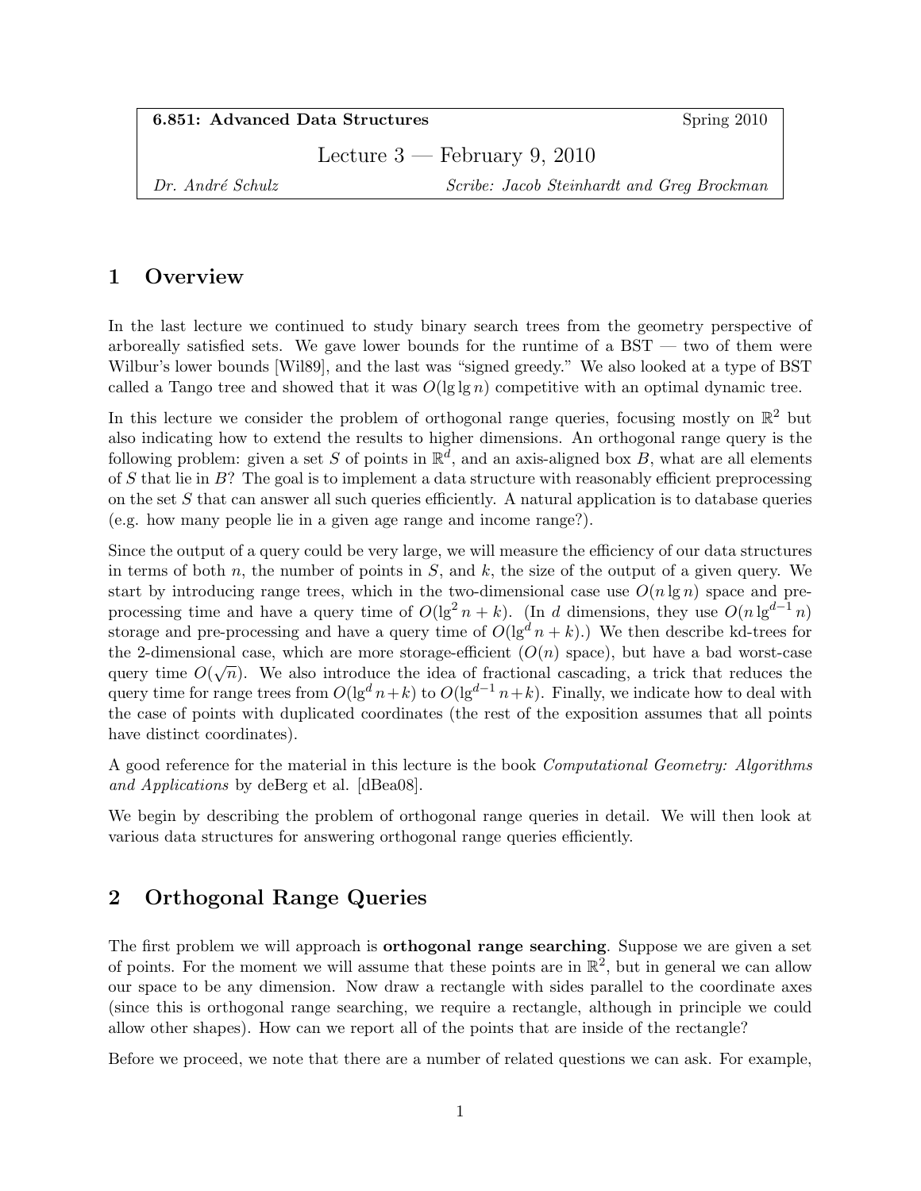**6.851: Advanced Data Structures** Spring 2010

Lecture 3 — February 9, 2010

*Dr. André Schulz* *Scribe: Jacob Steinhardt and Greg Brockman*

# 1 Overview

In the last lecture we continued to study binary search trees from the geometry perspective of arboreally satisfied sets. We gave lower bounds for the runtime of a BST — two of them were Wilbur's lower bounds [Wil89], and the last was "signed greedy." We also looked at a type of BST called a Tango tree and showed that it was $O(\lg \lg n)$ competitive with an optimal dynamic tree.

In this lecture we consider the problem of orthogonal range queries, focusing mostly on $\mathbb{R}^2$ but also indicating how to extend the results to higher dimensions. An orthogonal range query is the following problem: given a set $S$ of points in $\mathbb{R}^d$, and an axis-aligned box $B$, what are all elements of $S$ that lie in $B$? The goal is to implement a data structure with reasonably efficient preprocessing on the set $S$ that can answer all such queries efficiently. A natural application is to database queries (e.g. how many people lie in a given age range and income range?).

Since the output of a query could be very large, we will measure the efficiency of our data structures in terms of both $n$, the number of points in $S$, and $k$, the size of the output of a given query. We start by introducing range trees, which in the two-dimensional case use $O(n \lg n)$ space and pre-processing time and have a query time of $O(\lg^2 n + k)$. (In $d$ dimensions, they use $O(n \lg^{d-1} n)$ storage and pre-processing and have a query time of $O(\lg^d n + k)$.) We then describe kd-trees for the 2-dimensional case, which are more storage-efficient ($O(n)$ space), but have a bad worst-case query time $O(\sqrt{n})$. We also introduce the idea of fractional cascading, a trick that reduces the query time for range trees from $O(\lg^d n+k)$ to $O(\lg^{d-1} n+k)$. Finally, we indicate how to deal with the case of points with duplicated coordinates (the rest of the exposition assumes that all points have distinct coordinates).

A good reference for the material in this lecture is the book *Computational Geometry: Algorithms and Applications* by deBerg et al. [dBea08].

We begin by describing the problem of orthogonal range queries in detail. We will then look at various data structures for answering orthogonal range queries efficiently.

# 2 Orthogonal Range Queries

The first problem we will approach is **orthogonal range searching**. Suppose we are given a set of points. For the moment we will assume that these points are in $\mathbb{R}^2$, but in general we can allow our space to be any dimension. Now draw a rectangle with sides parallel to the coordinate axes (since this is orthogonal range searching, we require a rectangle, although in principle we could allow other shapes). How can we report all of the points that are inside of the rectangle?

Before we proceed, we note that there are a number of related questions we can ask. For example,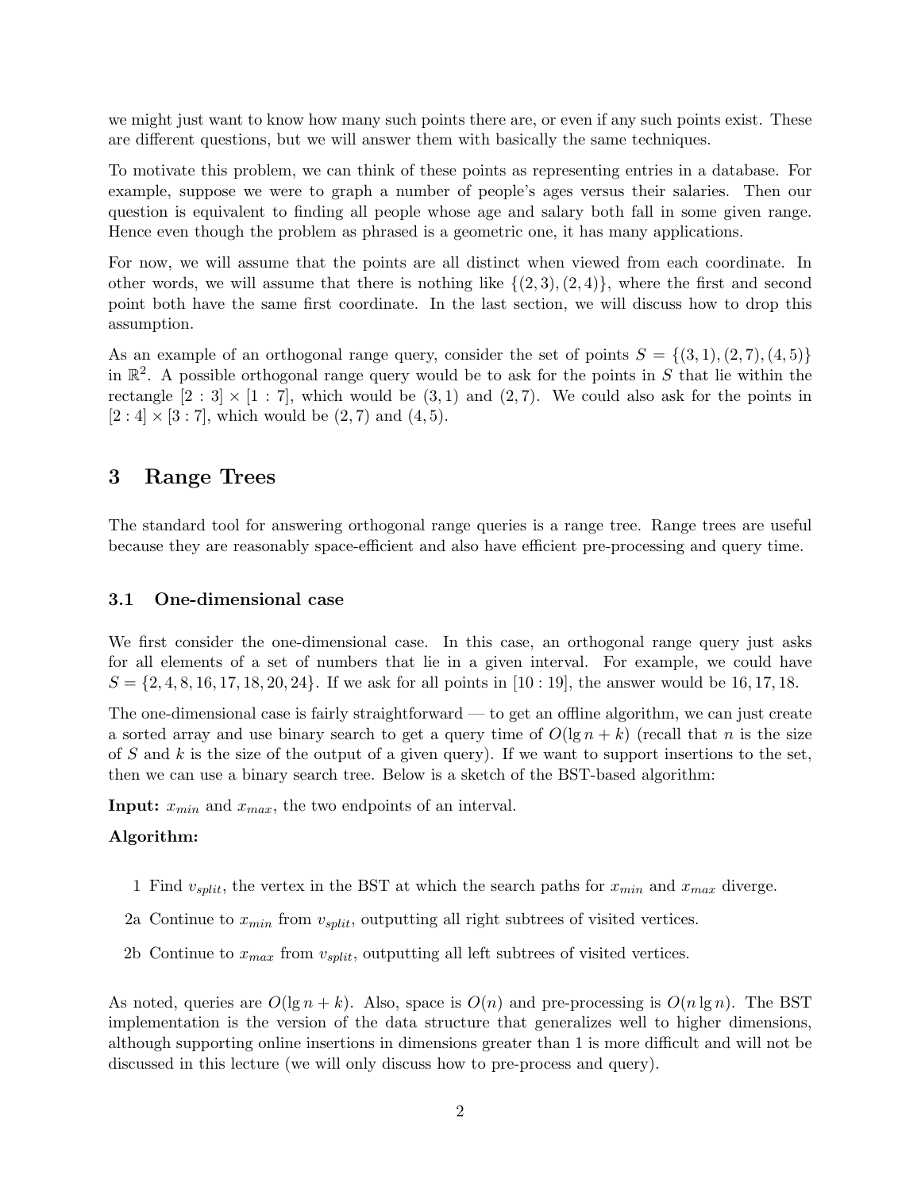we might just want to know how many such points there are, or even if any such points exist. These are different questions, but we will answer them with basically the same techniques.

To motivate this problem, we can think of these points as representing entries in a database. For example, suppose we were to graph a number of people's ages versus their salaries. Then our question is equivalent to finding all people whose age and salary both fall in some given range. Hence even though the problem as phrased is a geometric one, it has many applications.

For now, we will assume that the points are all distinct when viewed from each coordinate. In other words, we will assume that there is nothing like $\{(2,3),(2,4)\}$, where the first and second point both have the same first coordinate. In the last section, we will discuss how to drop this assumption.

As an example of an orthogonal range query, consider the set of points $S = \{(3,1),(2,7),(4,5)\}$ in $\mathbb{R}^2$. A possible orthogonal range query would be to ask for the points in $S$ that lie within the rectangle $[2:3] \times [1:7]$, which would be $(3,1)$ and $(2,7)$. We could also ask for the points in $[2:4] \times [3:7]$, which would be $(2,7)$ and $(4,5)$.

## 3 Range Trees

The standard tool for answering orthogonal range queries is a range tree. Range trees are useful because they are reasonably space-efficient and also have efficient pre-processing and query time.

### 3.1 One-dimensional case

We first consider the one-dimensional case. In this case, an orthogonal range query just asks for all elements of a set of numbers that lie in a given interval. For example, we could have $S = \{2,4,8,16,17,18,20,24\}$. If we ask for all points in $[10:19]$, the answer would be $16, 17, 18$.

The one-dimensional case is fairly straightforward — to get an offline algorithm, we can just create a sorted array and use binary search to get a query time of $O(\lg n + k)$ (recall that $n$ is the size of $S$ and $k$ is the size of the output of a given query). If we want to support insertions to the set, then we can use a binary search tree. Below is a sketch of the BST-based algorithm:

**Input:** $x_{min}$ and $x_{max}$, the two endpoints of an interval.

**Algorithm:**

1 Find $v_{split}$, the vertex in the BST at which the search paths for $x_{min}$ and $x_{max}$ diverge.

2a Continue to $x_{min}$ from $v_{split}$, outputting all right subtrees of visited vertices.

2b Continue to $x_{max}$ from $v_{split}$, outputting all left subtrees of visited vertices.

As noted, queries are $O(\lg n + k)$. Also, space is $O(n)$ and pre-processing is $O(n \lg n)$. The BST implementation is the version of the data structure that generalizes well to higher dimensions, although supporting online insertions in dimensions greater than 1 is more difficult and will not be discussed in this lecture (we will only discuss how to pre-process and query).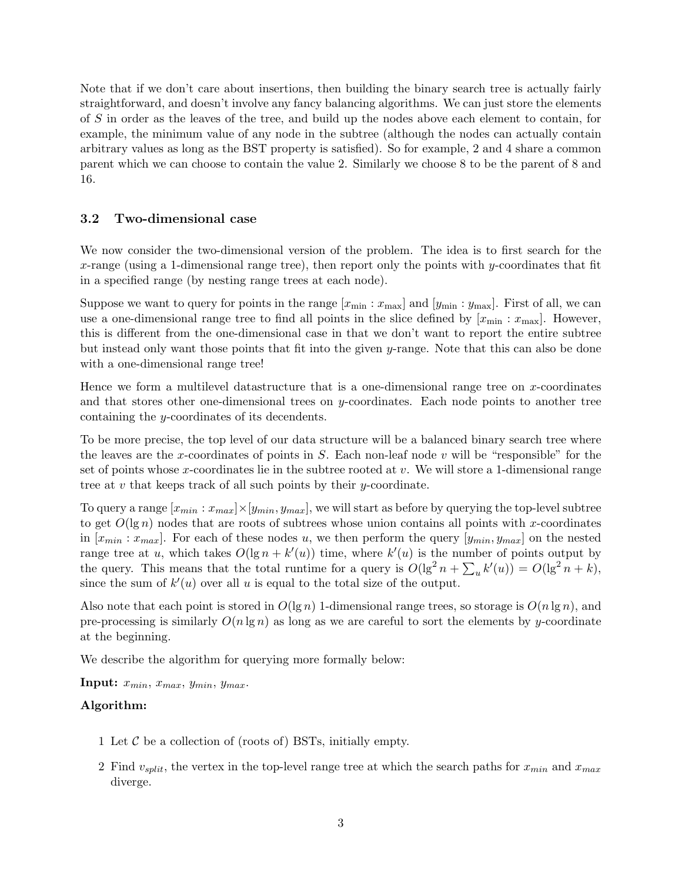Note that if we don't care about insertions, then building the binary search tree is actually fairly straightforward, and doesn't involve any fancy balancing algorithms. We can just store the elements of $S$ in order as the leaves of the tree, and build up the nodes above each element to contain, for example, the minimum value of any node in the subtree (although the nodes can actually contain arbitrary values as long as the BST property is satisfied). So for example, 2 and 4 share a common parent which we can choose to contain the value 2. Similarly we choose 8 to be the parent of 8 and 16.

### 3.2 Two-dimensional case

We now consider the two-dimensional version of the problem. The idea is to first search for the $x$-range (using a 1-dimensional range tree), then report only the points with $y$-coordinates that fit in a specified range (by nesting range trees at each node).

Suppose we want to query for points in the range $[x_{\min} : x_{\max}]$ and $[y_{\min} : y_{\max}]$. First of all, we can use a one-dimensional range tree to find all points in the slice defined by $[x_{\min} : x_{\max}]$. However, this is different from the one-dimensional case in that we don't want to report the entire subtree but instead only want those points that fit into the given $y$-range. Note that this can also be done with a one-dimensional range tree!

Hence we form a multilevel datastructure that is a one-dimensional range tree on $x$-coordinates and that stores other one-dimensional trees on $y$-coordinates. Each node points to another tree containing the $y$-coordinates of its decendents.

To be more precise, the top level of our data structure will be a balanced binary search tree where the leaves are the $x$-coordinates of points in $S$. Each non-leaf node $v$ will be "responsible" for the set of points whose $x$-coordinates lie in the subtree rooted at $v$. We will store a 1-dimensional range tree at $v$ that keeps track of all such points by their $y$-coordinate.

To query a range $[x_{min} : x_{max}] \times [y_{min}, y_{max}]$, we will start as before by querying the top-level subtree to get $O(\lg n)$ nodes that are roots of subtrees whose union contains all points with $x$-coordinates in $[x_{min} : x_{max}]$. For each of these nodes $u$, we then perform the query $[y_{min}, y_{max}]$ on the nested range tree at $u$, which takes $O(\lg n + k'(u))$ time, where $k'(u)$ is the number of points output by the query. This means that the total runtime for a query is $O(\lg^2 n + \sum_u k'(u)) = O(\lg^2 n + k)$, since the sum of $k'(u)$ over all $u$ is equal to the total size of the output.

Also note that each point is stored in $O(\lg n)$ 1-dimensional range trees, so storage is $O(n \lg n)$, and pre-processing is similarly $O(n \lg n)$ as long as we are careful to sort the elements by $y$-coordinate at the beginning.

We describe the algorithm for querying more formally below:

**Input:** $x_{min}$, $x_{max}$, $y_{min}$, $y_{max}$.

**Algorithm:**

1 Let $\mathcal{C}$ be a collection of (roots of) BSTs, initially empty.

2 Find $v_{split}$, the vertex in the top-level range tree at which the search paths for $x_{min}$ and $x_{max}$ diverge.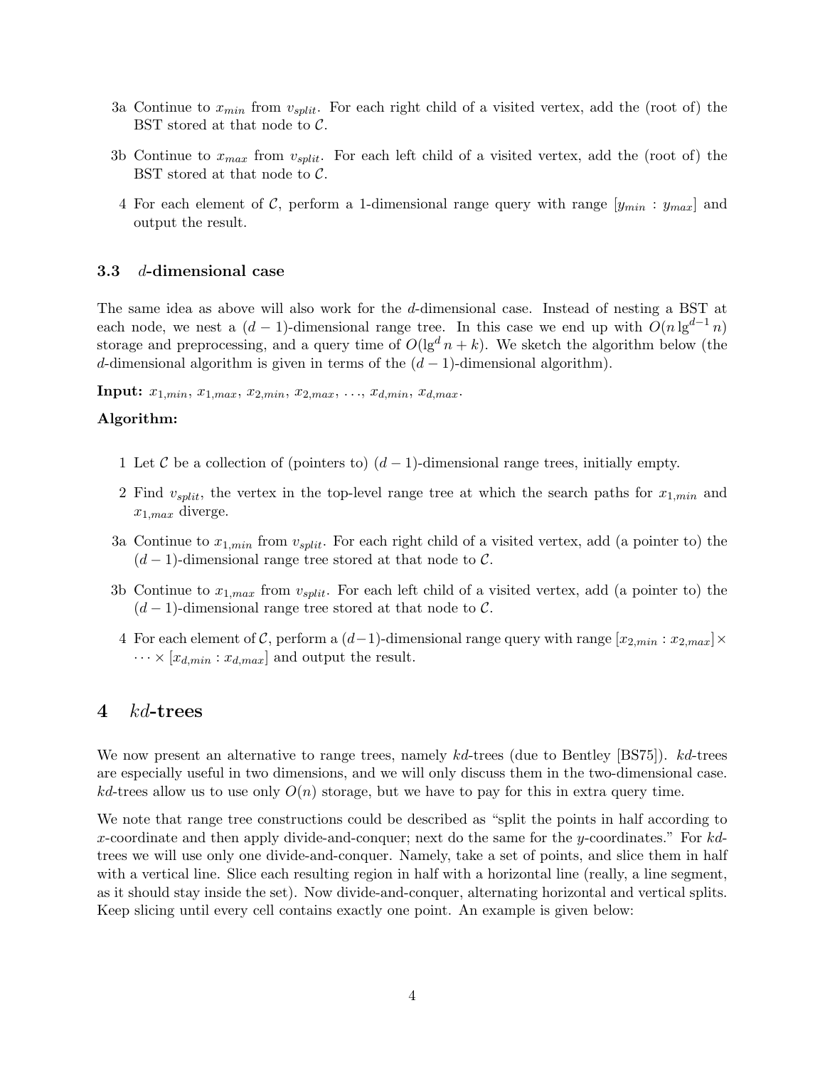3a Continue to $x_{min}$ from $v_{split}$. For each right child of a visited vertex, add the (root of) the BST stored at that node to $\mathcal{C}$.

3b Continue to $x_{max}$ from $v_{split}$. For each left child of a visited vertex, add the (root of) the BST stored at that node to $\mathcal{C}$.

4 For each element of $\mathcal{C}$, perform a 1-dimensional range query with range $[y_{min} : y_{max}]$ and output the result.

### 3.3 $d$-dimensional case

The same idea as above will also work for the $d$-dimensional case. Instead of nesting a BST at each node, we nest a $(d-1)$-dimensional range tree. In this case we end up with $O(n \lg^{d-1} n)$ storage and preprocessing, and a query time of $O(\lg^d n + k)$. We sketch the algorithm below (the $d$-dimensional algorithm is given in terms of the $(d-1)$-dimensional algorithm).

**Input:** $x_{1,min}$, $x_{1,max}$, $x_{2,min}$, $x_{2,max}$, ..., $x_{d,min}$, $x_{d,max}$.

**Algorithm:**

1 Let $\mathcal{C}$ be a collection of (pointers to) $(d-1)$-dimensional range trees, initially empty.

2 Find $v_{split}$, the vertex in the top-level range tree at which the search paths for $x_{1,min}$ and $x_{1,max}$ diverge.

3a Continue to $x_{1,min}$ from $v_{split}$. For each right child of a visited vertex, add (a pointer to) the $(d-1)$-dimensional range tree stored at that node to $\mathcal{C}$.

3b Continue to $x_{1,max}$ from $v_{split}$. For each left child of a visited vertex, add (a pointer to) the $(d-1)$-dimensional range tree stored at that node to $\mathcal{C}$.

4 For each element of $\mathcal{C}$, perform a $(d-1)$-dimensional range query with range $[x_{2,min} : x_{2,max}] \times \cdots \times [x_{d,min} : x_{d,max}]$ and output the result.

## 4 *kd*-trees

We now present an alternative to range trees, namely *kd*-trees (due to Bentley [BS75]). *kd*-trees are especially useful in two dimensions, and we will only discuss them in the two-dimensional case. *kd*-trees allow us to use only $O(n)$ storage, but we have to pay for this in extra query time.

We note that range tree constructions could be described as "split the points in half according to $x$-coordinate and then apply divide-and-conquer; next do the same for the $y$-coordinates." For *kd*-trees we will use only one divide-and-conquer. Namely, take a set of points, and slice them in half with a vertical line. Slice each resulting region in half with a horizontal line (really, a line segment, as it should stay inside the set). Now divide-and-conquer, alternating horizontal and vertical splits. Keep slicing until every cell contains exactly one point. An example is given below: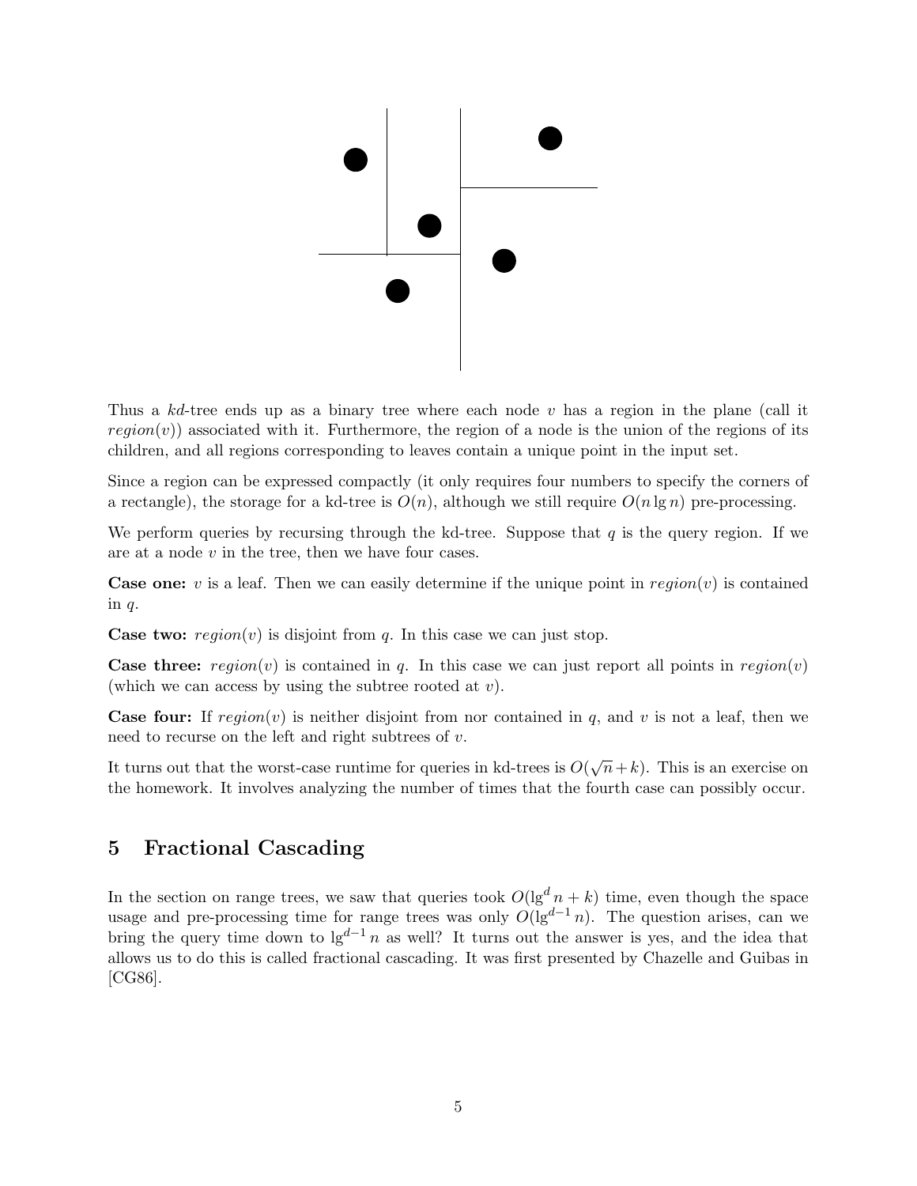Thus a *kd*-tree ends up as a binary tree where each node $v$ has a region in the plane (call it $region(v)$) associated with it. Furthermore, the region of a node is the union of the regions of its children, and all regions corresponding to leaves contain a unique point in the input set.

Since a region can be expressed compactly (it only requires four numbers to specify the corners of a rectangle), the storage for a kd-tree is $O(n)$, although we still require $O(n \lg n)$ pre-processing.

We perform queries by recursing through the kd-tree. Suppose that $q$ is the query region. If we are at a node $v$ in the tree, then we have four cases.

**Case one:** $v$ is a leaf. Then we can easily determine if the unique point in $region(v)$ is contained in $q$.

**Case two:** $region(v)$ is disjoint from $q$. In this case we can just stop.

**Case three:** $region(v)$ is contained in $q$. In this case we can just report all points in $region(v)$ (which we can access by using the subtree rooted at $v$).

**Case four:** If $region(v)$ is neither disjoint from nor contained in $q$, and $v$ is not a leaf, then we need to recurse on the left and right subtrees of $v$.

It turns out that the worst-case runtime for queries in kd-trees is $O(\sqrt{n}+k)$. This is an exercise on the homework. It involves analyzing the number of times that the fourth case can possibly occur.

## 5 Fractional Cascading

In the section on range trees, we saw that queries took $O(\lg^d n + k)$ time, even though the space usage and pre-processing time for range trees was only $O(\lg^{d-1} n)$. The question arises, can we bring the query time down to $\lg^{d-1} n$ as well? It turns out the answer is yes, and the idea that allows us to do this is called fractional cascading. It was first presented by Chazelle and Guibas in [CG86].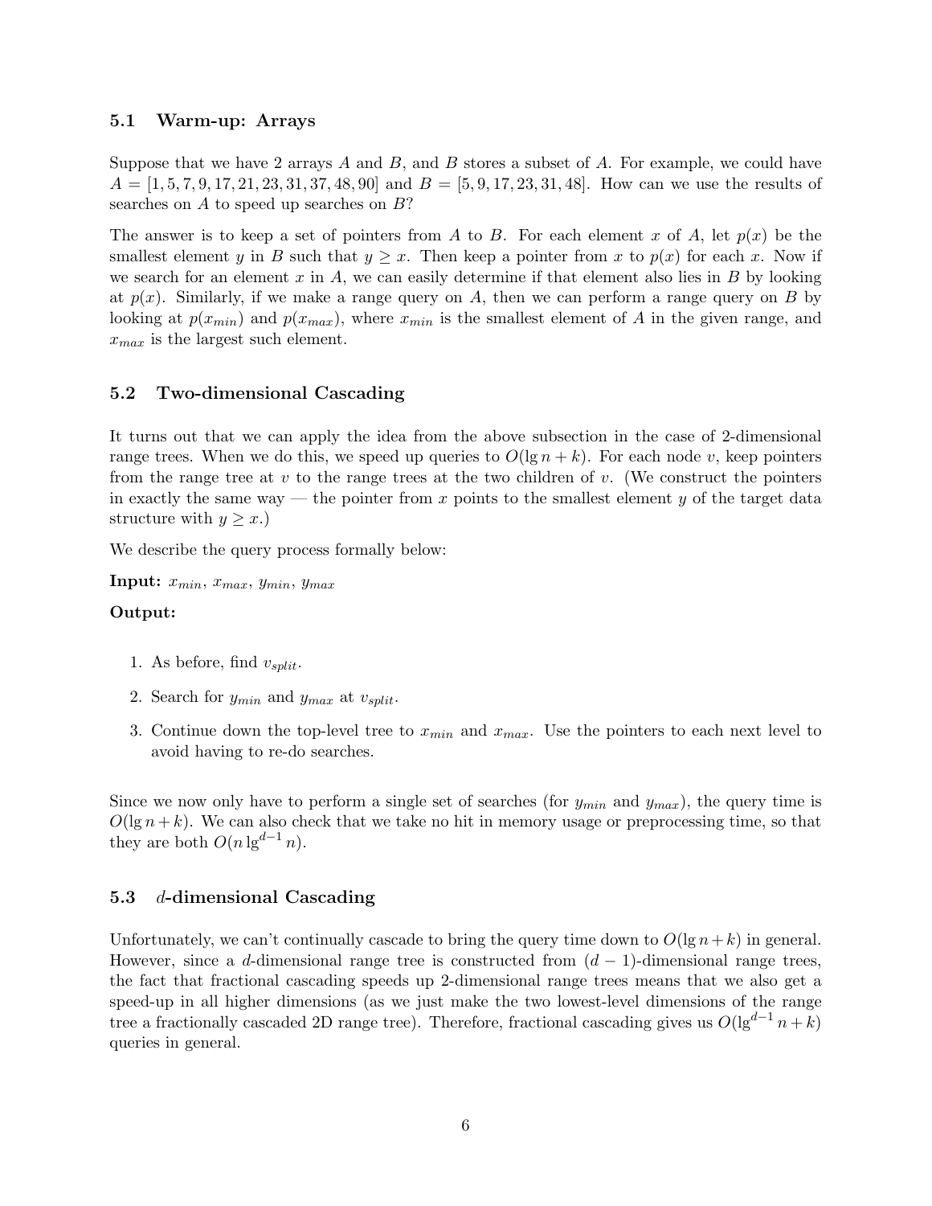### 5.1 Warm-up: Arrays

Suppose that we have 2 arrays $A$ and $B$, and $B$ stores a subset of $A$. For example, we could have $A = [1, 5, 7, 9, 17, 21, 23, 31, 37, 48, 90]$ and $B = [5, 9, 17, 23, 31, 48]$. How can we use the results of searches on $A$ to speed up searches on $B$?

The answer is to keep a set of pointers from $A$ to $B$. For each element $x$ of $A$, let $p(x)$ be the smallest element $y$ in $B$ such that $y \geq x$. Then keep a pointer from $x$ to $p(x)$ for each $x$. Now if we search for an element $x$ in $A$, we can easily determine if that element also lies in $B$ by looking at $p(x)$. Similarly, if we make a range query on $A$, then we can perform a range query on $B$ by looking at $p(x_{min})$ and $p(x_{max})$, where $x_{min}$ is the smallest element of $A$ in the given range, and $x_{max}$ is the largest such element.

### 5.2 Two-dimensional Cascading

It turns out that we can apply the idea from the above subsection in the case of 2-dimensional range trees. When we do this, we speed up queries to $O(\lg n + k)$. For each node $v$, keep pointers from the range tree at $v$ to the range trees at the two children of $v$. (We construct the pointers in exactly the same way — the pointer from $x$ points to the smallest element $y$ of the target data structure with $y \geq x$.)

We describe the query process formally below:

**Input:** $x_{min}$, $x_{max}$, $y_{min}$, $y_{max}$

**Output:**

1. As before, find $v_{split}$.
2. Search for $y_{min}$ and $y_{max}$ at $v_{split}$.
3. Continue down the top-level tree to $x_{min}$ and $x_{max}$. Use the pointers to each next level to avoid having to re-do searches.

Since we now only have to perform a single set of searches (for $y_{min}$ and $y_{max}$), the query time is $O(\lg n + k)$. We can also check that we take no hit in memory usage or preprocessing time, so that they are both $O(n \lg^{d-1} n)$.

### 5.3 $d$-dimensional Cascading

Unfortunately, we can't continually cascade to bring the query time down to $O(\lg n + k)$ in general. However, since a $d$-dimensional range tree is constructed from $(d-1)$-dimensional range trees, the fact that fractional cascading speeds up 2-dimensional range trees means that we also get a speed-up in all higher dimensions (as we just make the two lowest-level dimensions of the range tree a fractionally cascaded 2D range tree). Therefore, fractional cascading gives us $O(\lg^{d-1} n + k)$ queries in general.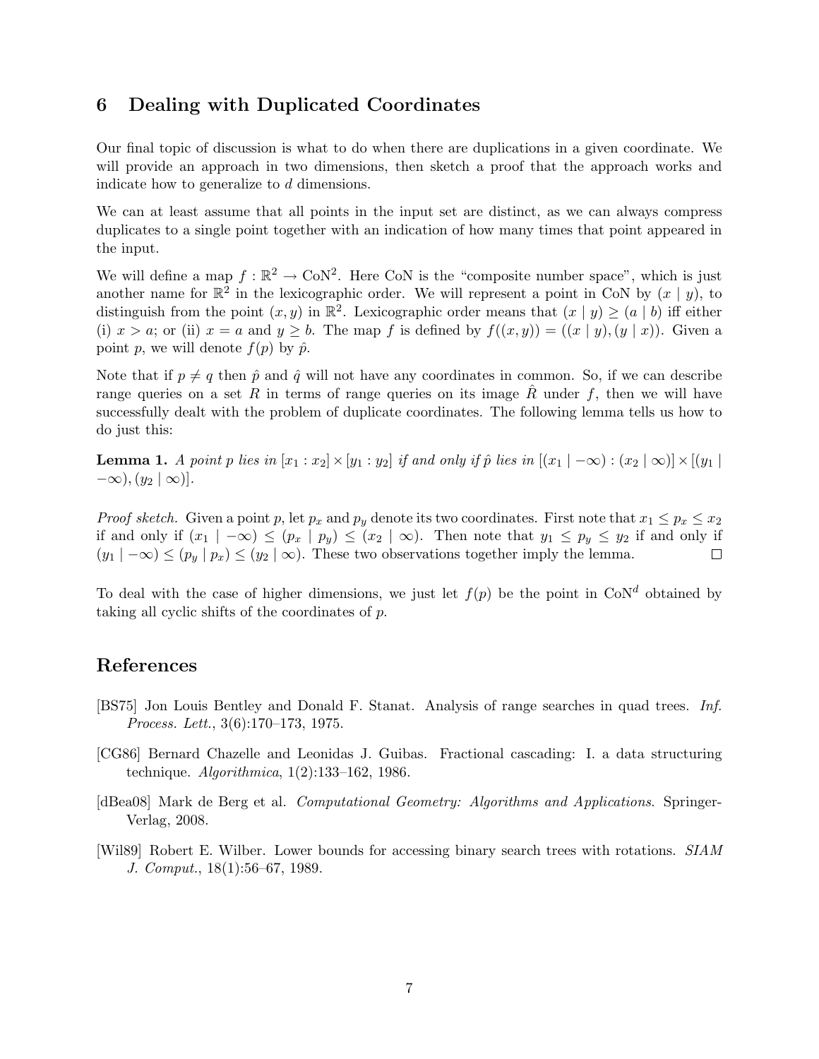## 6 Dealing with Duplicated Coordinates

Our final topic of discussion is what to do when there are duplications in a given coordinate. We will provide an approach in two dimensions, then sketch a proof that the approach works and indicate how to generalize to $d$ dimensions.

We can at least assume that all points in the input set are distinct, as we can always compress duplicates to a single point together with an indication of how many times that point appeared in the input.

We will define a map $f : \mathbb{R}^2 \to \text{CoN}^2$. Here CoN is the "composite number space", which is just another name for $\mathbb{R}^2$ in the lexicographic order. We will represent a point in CoN by $(x \mid y)$, to distinguish from the point $(x, y)$ in $\mathbb{R}^2$. Lexicographic order means that $(x \mid y) \geq (a \mid b)$ iff either (i) $x > a$; or (ii) $x = a$ and $y \geq b$. The map $f$ is defined by $f((x, y)) = ((x \mid y), (y \mid x))$. Given a point $p$, we will denote $f(p)$ by $\hat{p}$.

Note that if $p \neq q$ then $\hat{p}$ and $\hat{q}$ will not have any coordinates in common. So, if we can describe range queries on a set $R$ in terms of range queries on its image $\hat{R}$ under $f$, then we will have successfully dealt with the problem of duplicate coordinates. The following lemma tells us how to do just this:

**Lemma 1.** *A point $p$ lies in $[x_1 : x_2] \times [y_1 : y_2]$ if and only if $\hat{p}$ lies in $[(x_1 \mid -\infty) : (x_2 \mid \infty)] \times [(y_1 \mid -\infty), (y_2 \mid \infty)]$.*

*Proof sketch.* Given a point $p$, let $p_x$ and $p_y$ denote its two coordinates. First note that $x_1 \leq p_x \leq x_2$ if and only if $(x_1 \mid -\infty) \leq (p_x \mid p_y) \leq (x_2 \mid \infty)$. Then note that $y_1 \leq p_y \leq y_2$ if and only if $(y_1 \mid -\infty) \leq (p_y \mid p_x) \leq (y_2 \mid \infty)$. These two observations together imply the lemma. □

To deal with the case of higher dimensions, we just let $f(p)$ be the point in $\text{CoN}^d$ obtained by taking all cyclic shifts of the coordinates of $p$.

## References

[BS75] Jon Louis Bentley and Donald F. Stanat. Analysis of range searches in quad trees. *Inf. Process. Lett.*, 3(6):170–173, 1975.

[CG86] Bernard Chazelle and Leonidas J. Guibas. Fractional cascading: I. a data structuring technique. *Algorithmica*, 1(2):133–162, 1986.

[dBea08] Mark de Berg et al. *Computational Geometry: Algorithms and Applications*. Springer-Verlag, 2008.

[Wil89] Robert E. Wilber. Lower bounds for accessing binary search trees with rotations. *SIAM J. Comput.*, 18(1):56–67, 1989.